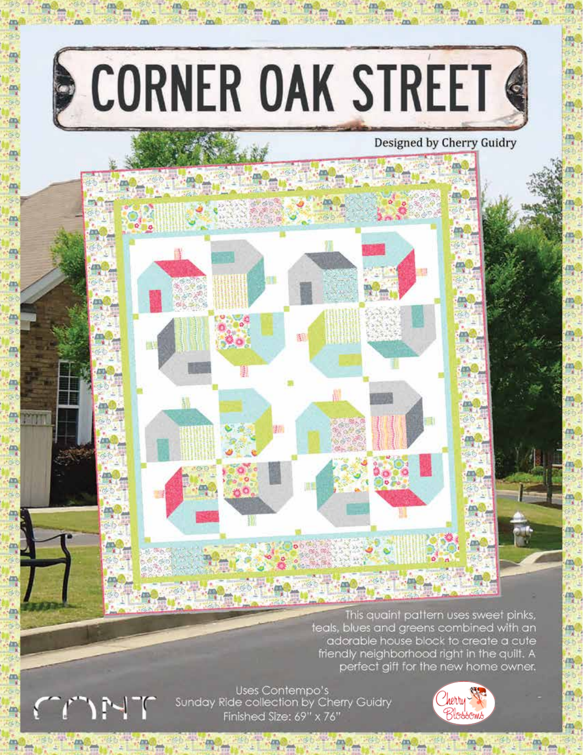# CORNER OAK STREET

Designed by Cherry Guidry

This quaint pattern uses sweet pinks, teals, blues and greens combined with an adorable house block to create a cute friendly neighborhood right in the quilt. A perfect gift for the new home owner.

Uses Contempo's
Sunday Ride collection by Cherry Guidry
Finished Size: 69" x 76"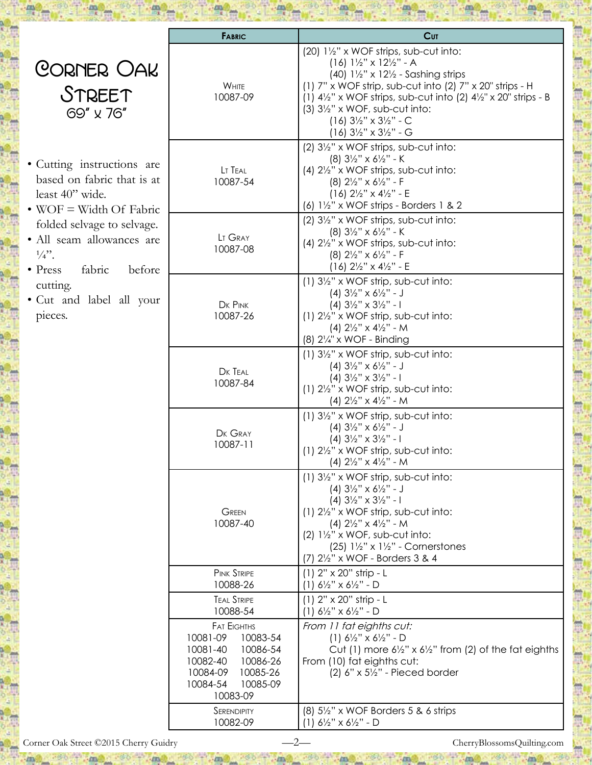# Corner Oak Street

69" x 76"

- Cutting instructions are based on fabric that is at least 40" wide.
- WOF = Width Of Fabric folded selvage to selvage.
- All seam allowances are ¼".
- Press fabric before cutting.
- Cut and label all your pieces.

| Fabric | Cut |
|---|---|
| White 10087-09 | (20) 1½" x WOF strips, sub-cut into:<br>(16) 1½" x 12½" - A<br>(40) 1½" x 12½ - Sashing strips<br>(1) 7" x WOF strip, sub-cut into (2) 7" x 20" strips - H<br>(1) 4½" x WOF strips, sub-cut into (2) 4½" x 20" strips - B<br>(3) 3½" x WOF, sub-cut into:<br>(16) 3½" x 3½" - C<br>(16) 3½" x 3½" - G |
| Lt Teal 10087-54 | (2) 3½" x WOF strips, sub-cut into:<br>(8) 3½" x 6½" - K<br>(4) 2½" x WOF strips, sub-cut into:<br>(8) 2½" x 6½" - F<br>(16) 2½" x 4½" - E<br>(6) 1½" x WOF strips - Borders 1 & 2 |
| Lt Gray 10087-08 | (2) 3½" x WOF strips, sub-cut into:<br>(8) 3½" x 6½" - K<br>(4) 2½" x WOF strips, sub-cut into:<br>(8) 2½" x 6½" - F<br>(16) 2½" x 4½" - E |
| Dk Pink 10087-26 | (1) 3½" x WOF strip, sub-cut into:<br>(4) 3½" x 6½" - J<br>(4) 3½" x 3½" - I<br>(1) 2½" x WOF strip, sub-cut into:<br>(4) 2½" x 4½" - M<br>(8) 2¼" x WOF - Binding |
| Dk Teal 10087-84 | (1) 3½" x WOF strip, sub-cut into:<br>(4) 3½" x 6½" - J<br>(4) 3½" x 3½" - I<br>(1) 2½" x WOF strip, sub-cut into:<br>(4) 2½" x 4½" - M |
| Dk Gray 10087-11 | (1) 3½" x WOF strip, sub-cut into:<br>(4) 3½" x 6½" - J<br>(4) 3½" x 3½" - I<br>(1) 2½" x WOF strip, sub-cut into:<br>(4) 2½" x 4½" - M |
| Green 10087-40 | (1) 3½" x WOF strip, sub-cut into:<br>(4) 3½" x 6½" - J<br>(4) 3½" x 3½" - I<br>(1) 2½" x WOF strip, sub-cut into:<br>(4) 2½" x 4½" - M<br>(2) 1½" x WOF, sub-cut into:<br>(25) 1½" x 1½" - Cornerstones<br>(7) 2½" x WOF - Borders 3 & 4 |
| Pink Stripe 10088-26 | (1) 2" x 20" strip - L<br>(1) 6½" x 6½" - D |
| Teal Stripe 10088-54 | (1) 2" x 20" strip - L<br>(1) 6½" x 6½" - D |
| Fat Eighths<br>10081-09 10083-54<br>10081-40 10086-54<br>10082-40 10086-26<br>10084-09 10085-26<br>10084-54 10085-09<br>10083-09 | *From 11 fat eighths cut:*<br>(1) 6½" x 6½" - D<br>Cut (1) more 6½" x 6½" from (2) of the fat eighths<br>From (10) fat eighths cut:<br>(2) 6" x 5½" - Pieced border |
| Serendipity 10082-09 | (8) 5½" x WOF Borders 5 & 6 strips<br>(1) 6½" x 6½" - D |

Corner Oak Street ©2015 Cherry Guidry — CherryBlossomsQuilting.com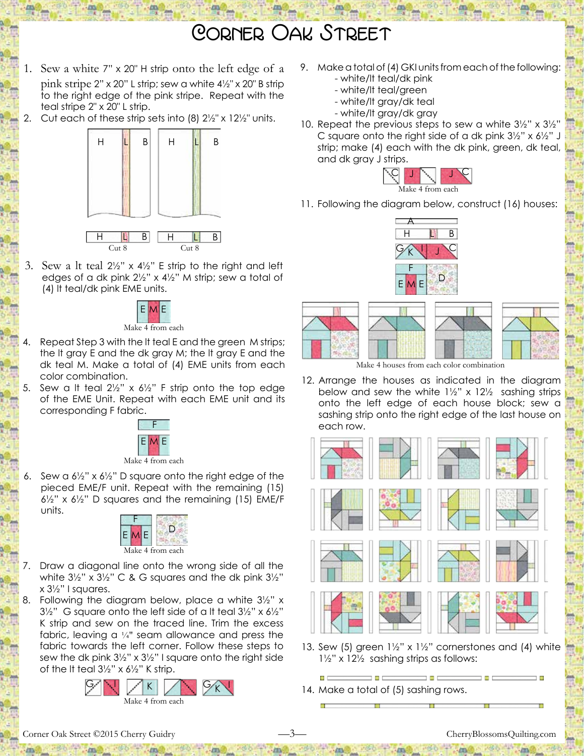# Corner Oak Street

1. Sew a white 7" x 20" H strip onto the left edge of a pink stripe 2" x 20" L strip; sew a white 4½" x 20" B strip to the right edge of the pink stripe. Repeat with the teal stripe 2" x 20" L strip.
2. Cut each of these strip sets into (8) 2½" x 12½" units.

Cut 8 Cut 8

3. Sew a lt teal 2½" x 4½" E strip to the right and left edges of a dk pink 2½" x 4½" M strip; sew a total of (4) lt teal/dk pink EME units.

Make 4 from each

4. Repeat Step 3 with the lt teal E and the green M strips; the lt gray E and the dk gray M; the lt gray E and the dk teal M. Make a total of (4) EME units from each color combination.
5. Sew a lt teal 2½" x 6½" F strip onto the top edge of the EME Unit. Repeat with each EME unit and its corresponding F fabric.

Make 4 from each

6. Sew a 6½" x 6½" D square onto the right edge of the pieced EME/F unit. Repeat with the remaining (15) 6½" x 6½" D squares and the remaining (15) EME/F units.

Make 4 from each

7. Draw a diagonal line onto the wrong side of all the white 3½" x 3½" C & G squares and the dk pink 3½" x 3½" I squares.
8. Following the diagram below, place a white 3½" x 3½" G square onto the left side of a lt teal 3½" x 6½" K strip and sew on the traced line. Trim the excess fabric, leaving a ¼" seam allowance and press the fabric towards the left corner. Follow these steps to sew the dk pink 3½" x 3½" I square onto the right side of the lt teal 3½" x 6½" K strip.

Make 4 from each

9. Make a total of (4) GKI units from each of the following:
   - white/lt teal/dk pink
   - white/lt teal/green
   - white/lt gray/dk teal
   - white/lt gray/dk gray
10. Repeat the previous steps to sew a white 3½" x 3½" C square onto the right side of a dk pink 3½" x 6½" J strip; make (4) each with the dk pink, green, dk teal, and dk gray J strips.

Make 4 from each

11. Following the diagram below, construct (16) houses:

Make 4 houses from each color combination

12. Arrange the houses as indicated in the diagram below and sew the white 1½" x 12½ sashing strips onto the left edge of each house block; sew a sashing strip onto the right edge of the last house on each row.
13. Sew (5) green 1½" x 1½" cornerstones and (4) white 1½" x 12½ sashing strips as follows:
14. Make a total of (5) sashing rows.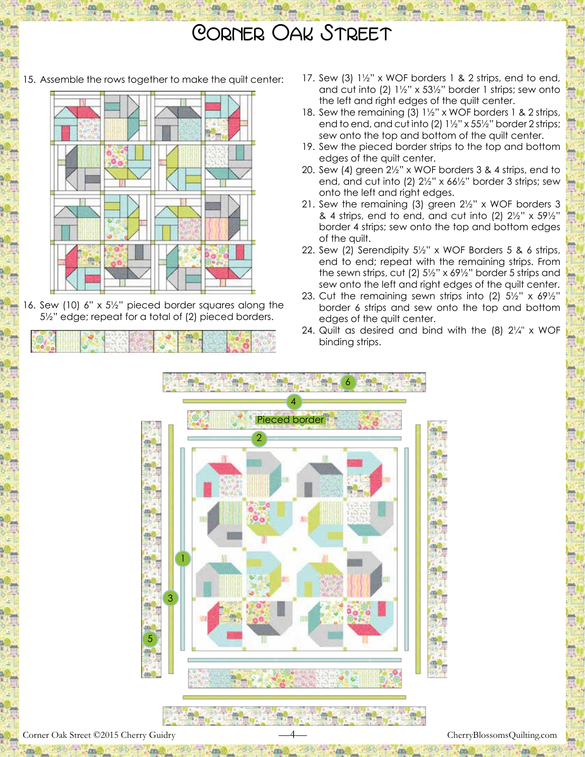# Corner Oak Street

15. Assemble the rows together to make the quilt center:

16. Sew (10) 6" x 5½" pieced border squares along the 5½" edge; repeat for a total of (2) pieced borders.

17. Sew (3) 1½" x WOF borders 1 & 2 strips, end to end, and cut into (2) 1½" x 53½" border 1 strips; sew onto the left and right edges of the quilt center.
18. Sew the remaining (3) 1½" x WOF borders 1 & 2 strips, end to end, and cut into (2) 1½" x 55½" border 2 strips; sew onto the top and bottom of the quilt center.
19. Sew the pieced border strips to the top and bottom edges of the quilt center.
20. Sew (4) green 2½" x WOF borders 3 & 4 strips, end to end, and cut into (2) 2½" x 66½" border 3 strips; sew onto the left and right edges.
21. Sew the remaining (3) green 2½" x WOF borders 3 & 4 strips, end to end, and cut into (2) 2½" x 59½" border 4 strips; sew onto the top and bottom edges of the quilt.
22. Sew (2) Serendipity 5½" x WOF Borders 5 & 6 strips, end to end; repeat with the remaining strips. From the sewn strips, cut (2) 5½" x 69½" border 5 strips and sew onto the left and right edges of the quilt center.
23. Cut the remaining sewn strips into (2) 5½" x 69½" border 6 strips and sew onto the top and bottom edges of the quilt center.
24. Quilt as desired and bind with the (8) 2¼" x WOF binding strips.

6

4

Pieced border

2

1

3

5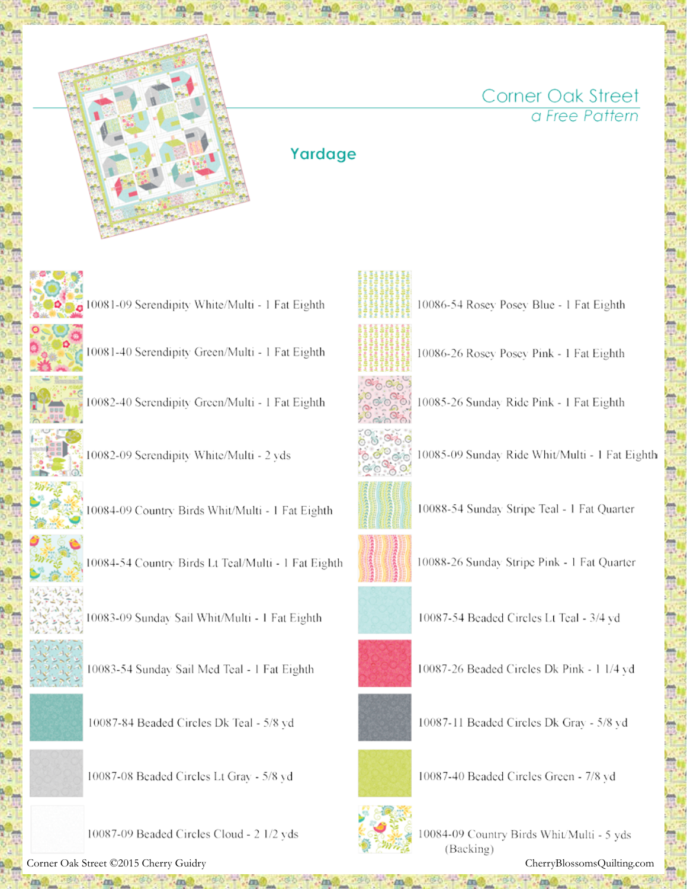# Corner Oak Street

*a Free Pattern*

## Yardage

- 10081-09 Serendipity White/Multi - 1 Fat Eighth
- 10081-40 Serendipity Green/Multi - 1 Fat Eighth
- 10082-40 Serendipity Green/Multi - 1 Fat Eighth
- 10082-09 Serendipity White/Multi - 2 yds
- 10084-09 Country Birds Whit/Multi - 1 Fat Eighth
- 10084-54 Country Birds Lt Teal/Multi - 1 Fat Eighth
- 10083-09 Sunday Sail Whit/Multi - 1 Fat Eighth
- 10083-54 Sunday Sail Med Teal - 1 Fat Eighth
- 10087-84 Beaded Circles Dk Teal - 5/8 yd
- 10087-08 Beaded Circles Lt Gray - 5/8 yd
- 10087-09 Beaded Circles Cloud - 2 1/2 yds
- 10086-54 Rosey Posey Blue - 1 Fat Eighth
- 10086-26 Rosey Posey Pink - 1 Fat Eighth
- 10085-26 Sunday Ride Pink - 1 Fat Eighth
- 10085-09 Sunday Ride Whit/Multi - 1 Fat Eighth
- 10088-54 Sunday Stripe Teal - 1 Fat Quarter
- 10088-26 Sunday Stripe Pink - 1 Fat Quarter
- 10087-54 Beaded Circles Lt Teal - 3/4 yd
- 10087-26 Beaded Circles Dk Pink - 1 1/4 yd
- 10087-11 Beaded Circles Dk Gray - 5/8 yd
- 10087-40 Beaded Circles Green - 7/8 yd
- 10084-09 Country Birds Whit/Multi - 5 yds (Backing)

Corner Oak Street ©2015 Cherry Guidry

CherryBlossomsQuilting.com